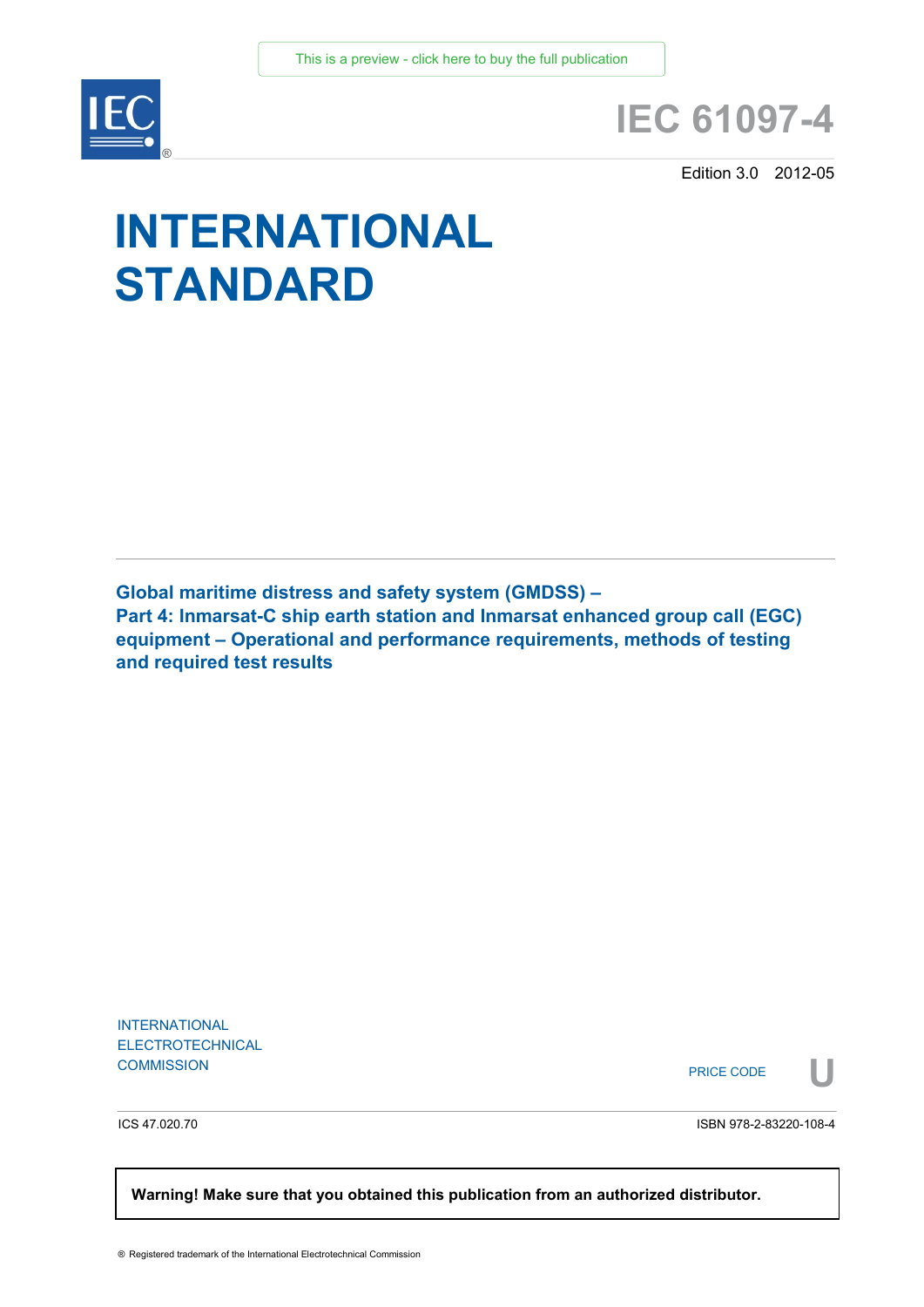This is a preview - click here to buy the full publication

# IEC 61097-4

Edition 3.0 2012-05

# INTERNATIONAL STANDARD

## Global maritime distress and safety system (GMDSS) – Part 4: Inmarsat-C ship earth station and Inmarsat enhanced group call (EGC) equipment – Operational and performance requirements, methods of testing and required test results

INTERNATIONAL
ELECTROTECHNICAL
COMMISSION

PRICE CODE **U**

ICS 47.020.70

ISBN 978-2-83220-108-4

**Warning! Make sure that you obtained this publication from an authorized distributor.**

® Registered trademark of the International Electrotechnical Commission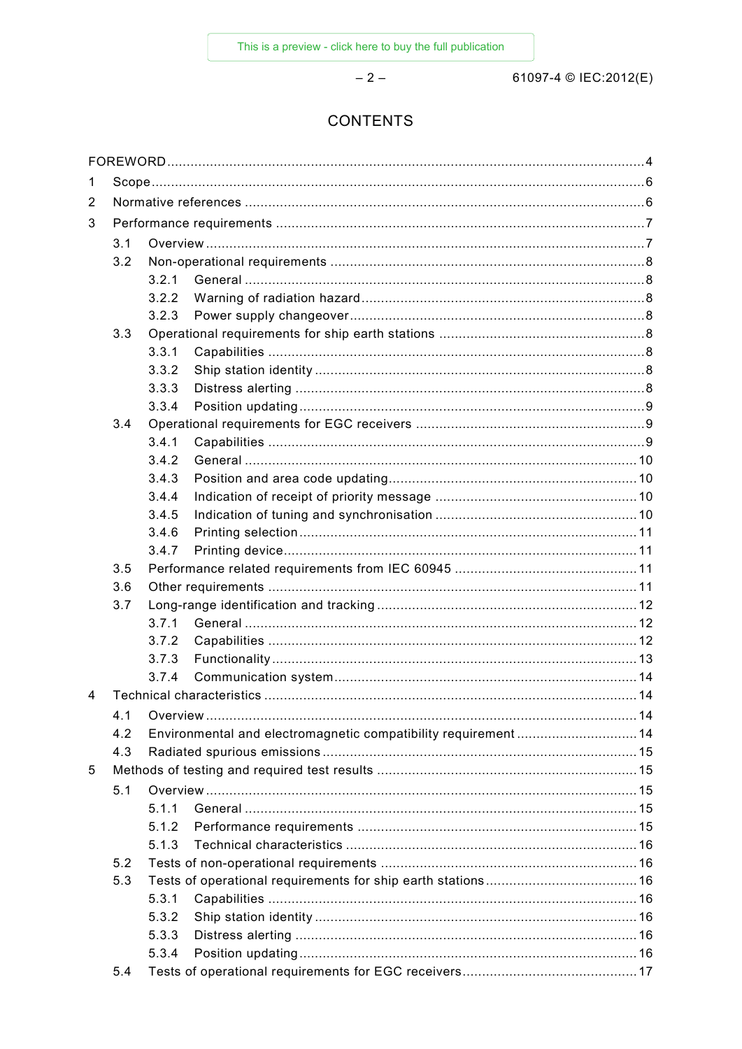# CONTENTS

FOREWORD .......... 4

1 Scope .......... 6

2 Normative references .......... 6

3 Performance requirements .......... 7

- 3.1 Overview .......... 7
- 3.2 Non-operational requirements .......... 8
  - 3.2.1 General .......... 8
  - 3.2.2 Warning of radiation hazard .......... 8
  - 3.2.3 Power supply changeover .......... 8
- 3.3 Operational requirements for ship earth stations .......... 8
  - 3.3.1 Capabilities .......... 8
  - 3.3.2 Ship station identity .......... 8
  - 3.3.3 Distress alerting .......... 8
  - 3.3.4 Position updating .......... 9
- 3.4 Operational requirements for EGC receivers .......... 9
  - 3.4.1 Capabilities .......... 9
  - 3.4.2 General .......... 10
  - 3.4.3 Position and area code updating .......... 10
  - 3.4.4 Indication of receipt of priority message .......... 10
  - 3.4.5 Indication of tuning and synchronisation .......... 10
  - 3.4.6 Printing selection .......... 11
  - 3.4.7 Printing device .......... 11
- 3.5 Performance related requirements from IEC 60945 .......... 11
- 3.6 Other requirements .......... 11
- 3.7 Long-range identification and tracking .......... 12
  - 3.7.1 General .......... 12
  - 3.7.2 Capabilities .......... 12
  - 3.7.3 Functionality .......... 13
  - 3.7.4 Communication system .......... 14

4 Technical characteristics .......... 14

- 4.1 Overview .......... 14
- 4.2 Environmental and electromagnetic compatibility requirement .......... 14
- 4.3 Radiated spurious emissions .......... 15

5 Methods of testing and required test results .......... 15

- 5.1 Overview .......... 15
  - 5.1.1 General .......... 15
  - 5.1.2 Performance requirements .......... 15
  - 5.1.3 Technical characteristics .......... 16
- 5.2 Tests of non-operational requirements .......... 16
- 5.3 Tests of operational requirements for ship earth stations .......... 16
  - 5.3.1 Capabilities .......... 16
  - 5.3.2 Ship station identity .......... 16
  - 5.3.3 Distress alerting .......... 16
  - 5.3.4 Position updating .......... 16
- 5.4 Tests of operational requirements for EGC receivers .......... 17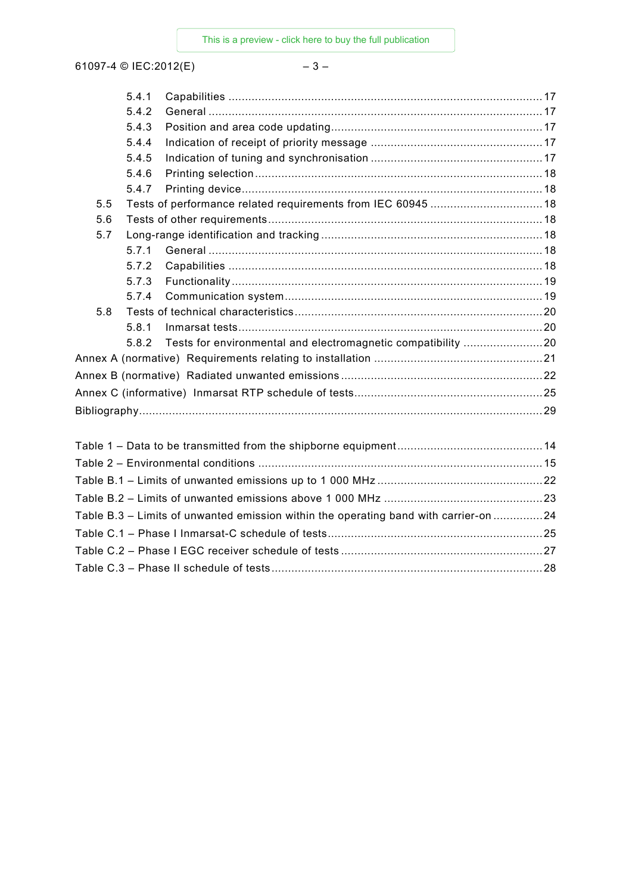5.4.1 Capabilities ... 17
5.4.2 General ... 17
5.4.3 Position and area code updating ... 17
5.4.4 Indication of receipt of priority message ... 17
5.4.5 Indication of tuning and synchronisation ... 17
5.4.6 Printing selection ... 18
5.4.7 Printing device ... 18
5.5 Tests of performance related requirements from IEC 60945 ... 18
5.6 Tests of other requirements ... 18
5.7 Long-range identification and tracking ... 18
5.7.1 General ... 18
5.7.2 Capabilities ... 18
5.7.3 Functionality ... 19
5.7.4 Communication system ... 19
5.8 Tests of technical characteristics ... 20
5.8.1 Inmarsat tests ... 20
5.8.2 Tests for environmental and electromagnetic compatibility ... 20
Annex A (normative) Requirements relating to installation ... 21
Annex B (normative) Radiated unwanted emissions ... 22
Annex C (informative) Inmarsat RTP schedule of tests ... 25
Bibliography ... 29

Table 1 – Data to be transmitted from the shipborne equipment ... 14
Table 2 – Environmental conditions ... 15
Table B.1 – Limits of unwanted emissions up to 1 000 MHz ... 22
Table B.2 – Limits of unwanted emissions above 1 000 MHz ... 23
Table B.3 – Limits of unwanted emission within the operating band with carrier-on ... 24
Table C.1 – Phase I Inmarsat-C schedule of tests ... 25
Table C.2 – Phase I EGC receiver schedule of tests ... 27
Table C.3 – Phase II schedule of tests ... 28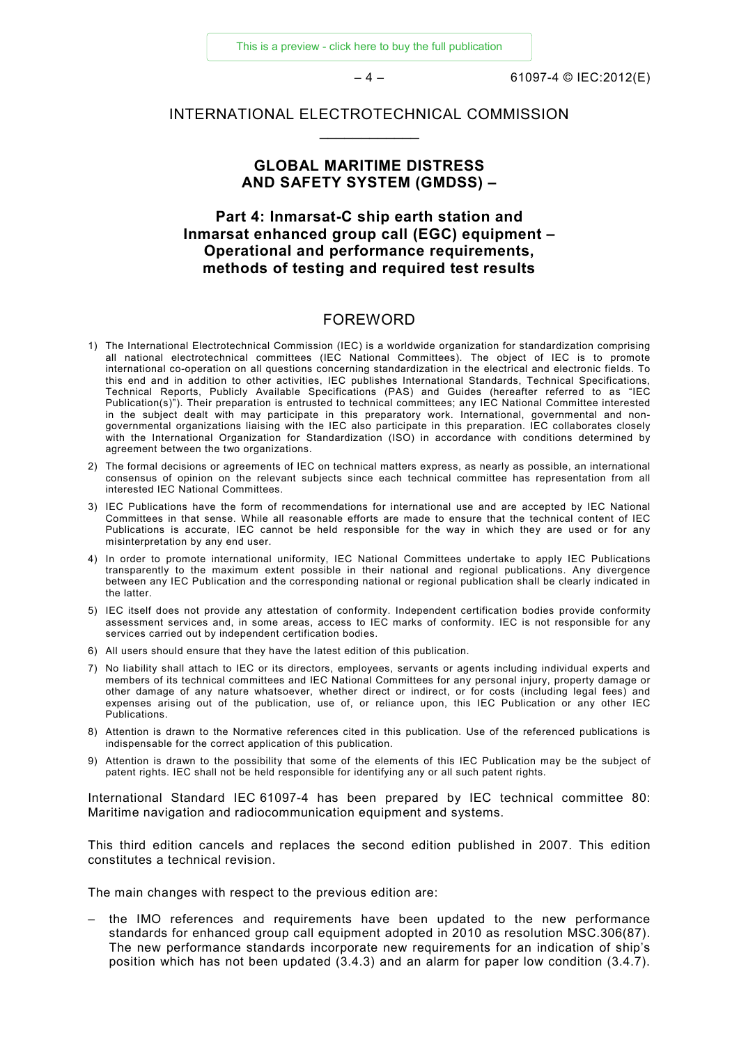# INTERNATIONAL ELECTROTECHNICAL COMMISSION

## GLOBAL MARITIME DISTRESS AND SAFETY SYSTEM (GMDSS) –

## Part 4: Inmarsat-C ship earth station and Inmarsat enhanced group call (EGC) equipment – Operational and performance requirements, methods of testing and required test results

## FOREWORD

1) The International Electrotechnical Commission (IEC) is a worldwide organization for standardization comprising all national electrotechnical committees (IEC National Committees). The object of IEC is to promote international co-operation on all questions concerning standardization in the electrical and electronic fields. To this end and in addition to other activities, IEC publishes International Standards, Technical Specifications, Technical Reports, Publicly Available Specifications (PAS) and Guides (hereafter referred to as "IEC Publication(s)"). Their preparation is entrusted to technical committees; any IEC National Committee interested in the subject dealt with may participate in this preparatory work. International, governmental and non-governmental organizations liaising with the IEC also participate in this preparation. IEC collaborates closely with the International Organization for Standardization (ISO) in accordance with conditions determined by agreement between the two organizations.
2) The formal decisions or agreements of IEC on technical matters express, as nearly as possible, an international consensus of opinion on the relevant subjects since each technical committee has representation from all interested IEC National Committees.
3) IEC Publications have the form of recommendations for international use and are accepted by IEC National Committees in that sense. While all reasonable efforts are made to ensure that the technical content of IEC Publications is accurate, IEC cannot be held responsible for the way in which they are used or for any misinterpretation by any end user.
4) In order to promote international uniformity, IEC National Committees undertake to apply IEC Publications transparently to the maximum extent possible in their national and regional publications. Any divergence between any IEC Publication and the corresponding national or regional publication shall be clearly indicated in the latter.
5) IEC itself does not provide any attestation of conformity. Independent certification bodies provide conformity assessment services and, in some areas, access to IEC marks of conformity. IEC is not responsible for any services carried out by independent certification bodies.
6) All users should ensure that they have the latest edition of this publication.
7) No liability shall attach to IEC or its directors, employees, servants or agents including individual experts and members of its technical committees and IEC National Committees for any personal injury, property damage or other damage of any nature whatsoever, whether direct or indirect, or for costs (including legal fees) and expenses arising out of the publication, use of, or reliance upon, this IEC Publication or any other IEC Publications.
8) Attention is drawn to the Normative references cited in this publication. Use of the referenced publications is indispensable for the correct application of this publication.
9) Attention is drawn to the possibility that some of the elements of this IEC Publication may be the subject of patent rights. IEC shall not be held responsible for identifying any or all such patent rights.

International Standard IEC 61097-4 has been prepared by IEC technical committee 80: Maritime navigation and radiocommunication equipment and systems.

This third edition cancels and replaces the second edition published in 2007. This edition constitutes a technical revision.

The main changes with respect to the previous edition are:

– the IMO references and requirements have been updated to the new performance standards for enhanced group call equipment adopted in 2010 as resolution MSC.306(87). The new performance standards incorporate new requirements for an indication of ship's position which has not been updated (3.4.3) and an alarm for paper low condition (3.4.7).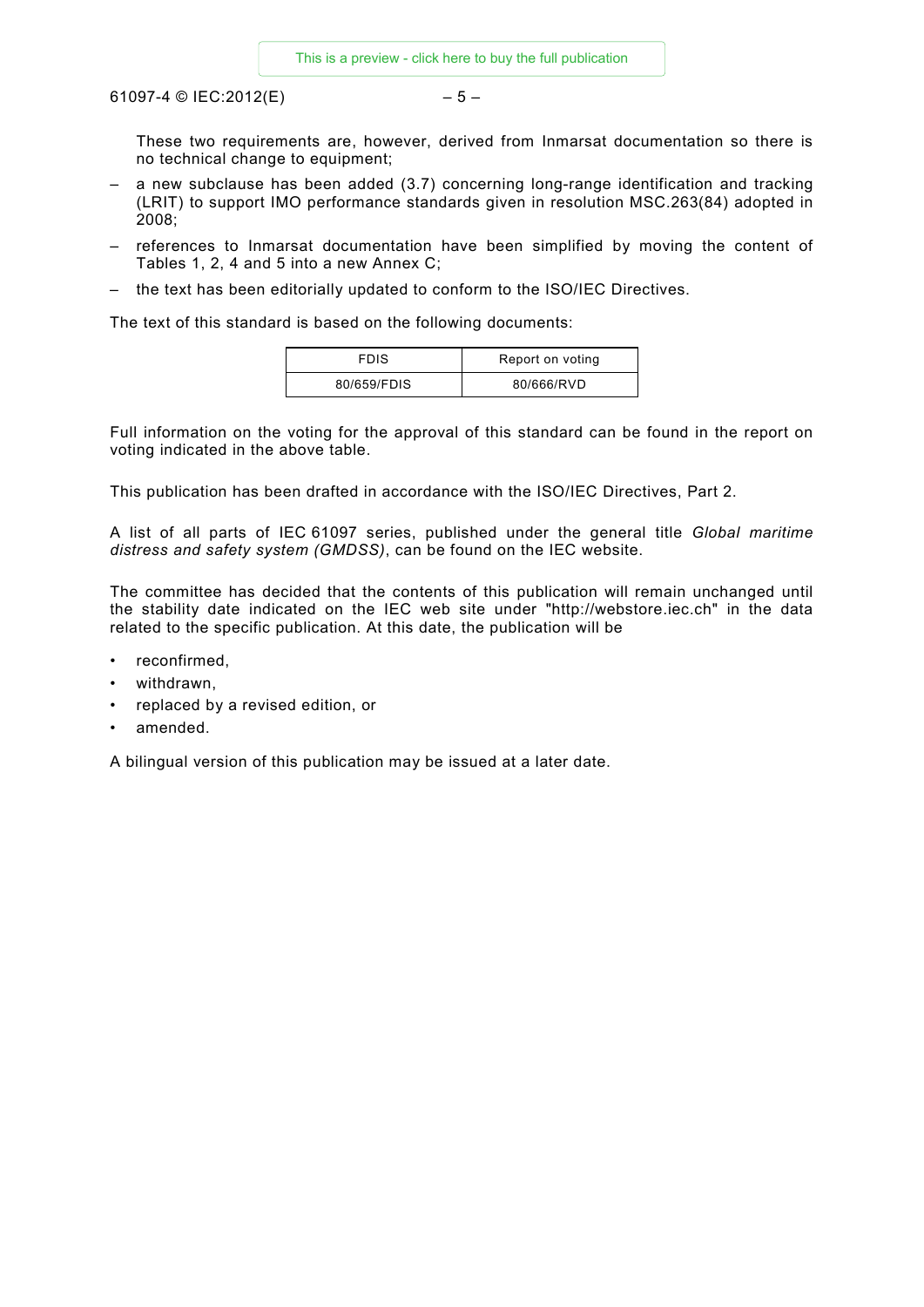These two requirements are, however, derived from Inmarsat documentation so there is no technical change to equipment;

– a new subclause has been added (3.7) concerning long-range identification and tracking (LRIT) to support IMO performance standards given in resolution MSC.263(84) adopted in 2008;

– references to Inmarsat documentation have been simplified by moving the content of Tables 1, 2, 4 and 5 into a new Annex C;

– the text has been editorially updated to conform to the ISO/IEC Directives.

The text of this standard is based on the following documents:

| FDIS | Report on voting |
|---|---|
| 80/659/FDIS | 80/666/RVD |

Full information on the voting for the approval of this standard can be found in the report on voting indicated in the above table.

This publication has been drafted in accordance with the ISO/IEC Directives, Part 2.

A list of all parts of IEC 61097 series, published under the general title *Global maritime distress and safety system (GMDSS)*, can be found on the IEC website.

The committee has decided that the contents of this publication will remain unchanged until the stability date indicated on the IEC web site under "http://webstore.iec.ch" in the data related to the specific publication. At this date, the publication will be

- reconfirmed,
- withdrawn,
- replaced by a revised edition, or
- amended.

A bilingual version of this publication may be issued at a later date.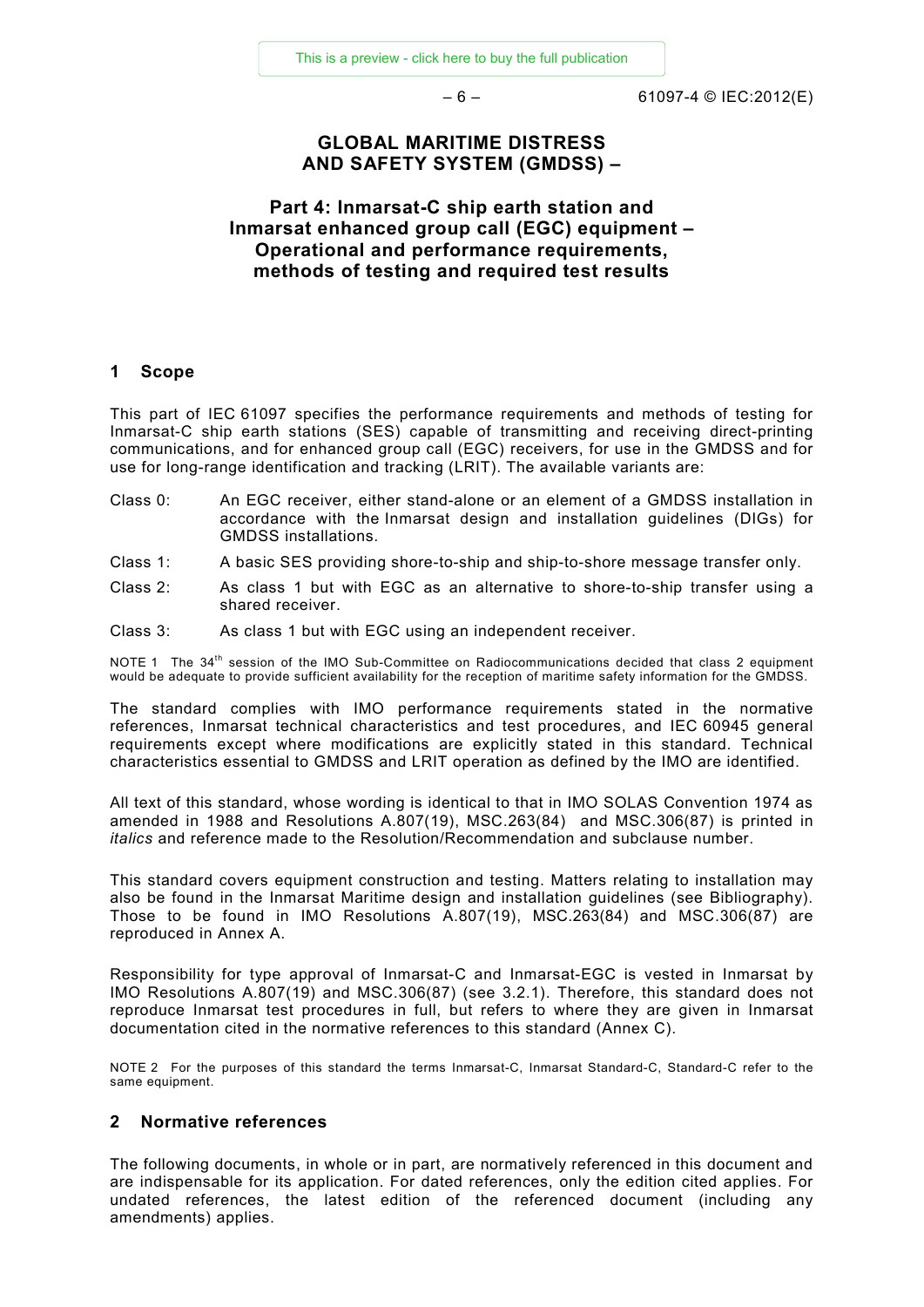# GLOBAL MARITIME DISTRESS AND SAFETY SYSTEM (GMDSS) –

## Part 4: Inmarsat-C ship earth station and Inmarsat enhanced group call (EGC) equipment – Operational and performance requirements, methods of testing and required test results

## 1 Scope

This part of IEC 61097 specifies the performance requirements and methods of testing for Inmarsat-C ship earth stations (SES) capable of transmitting and receiving direct-printing communications, and for enhanced group call (EGC) receivers, for use in the GMDSS and for use for long-range identification and tracking (LRIT). The available variants are:

- Class 0: An EGC receiver, either stand-alone or an element of a GMDSS installation in accordance with the Inmarsat design and installation guidelines (DIGs) for GMDSS installations.
- Class 1: A basic SES providing shore-to-ship and ship-to-shore message transfer only.
- Class 2: As class 1 but with EGC as an alternative to shore-to-ship transfer using a shared receiver.
- Class 3: As class 1 but with EGC using an independent receiver.

NOTE 1 The 34th session of the IMO Sub-Committee on Radiocommunications decided that class 2 equipment would be adequate to provide sufficient availability for the reception of maritime safety information for the GMDSS.

The standard complies with IMO performance requirements stated in the normative references, Inmarsat technical characteristics and test procedures, and IEC 60945 general requirements except where modifications are explicitly stated in this standard. Technical characteristics essential to GMDSS and LRIT operation as defined by the IMO are identified.

All text of this standard, whose wording is identical to that in IMO SOLAS Convention 1974 as amended in 1988 and Resolutions A.807(19), MSC.263(84) and MSC.306(87) is printed in *italics* and reference made to the Resolution/Recommendation and subclause number.

This standard covers equipment construction and testing. Matters relating to installation may also be found in the Inmarsat Maritime design and installation guidelines (see Bibliography). Those to be found in IMO Resolutions A.807(19), MSC.263(84) and MSC.306(87) are reproduced in Annex A.

Responsibility for type approval of Inmarsat-C and Inmarsat-EGC is vested in Inmarsat by IMO Resolutions A.807(19) and MSC.306(87) (see 3.2.1). Therefore, this standard does not reproduce Inmarsat test procedures in full, but refers to where they are given in Inmarsat documentation cited in the normative references to this standard (Annex C).

NOTE 2 For the purposes of this standard the terms Inmarsat-C, Inmarsat Standard-C, Standard-C refer to the same equipment.

## 2 Normative references

The following documents, in whole or in part, are normatively referenced in this document and are indispensable for its application. For dated references, only the edition cited applies. For undated references, the latest edition of the referenced document (including any amendments) applies.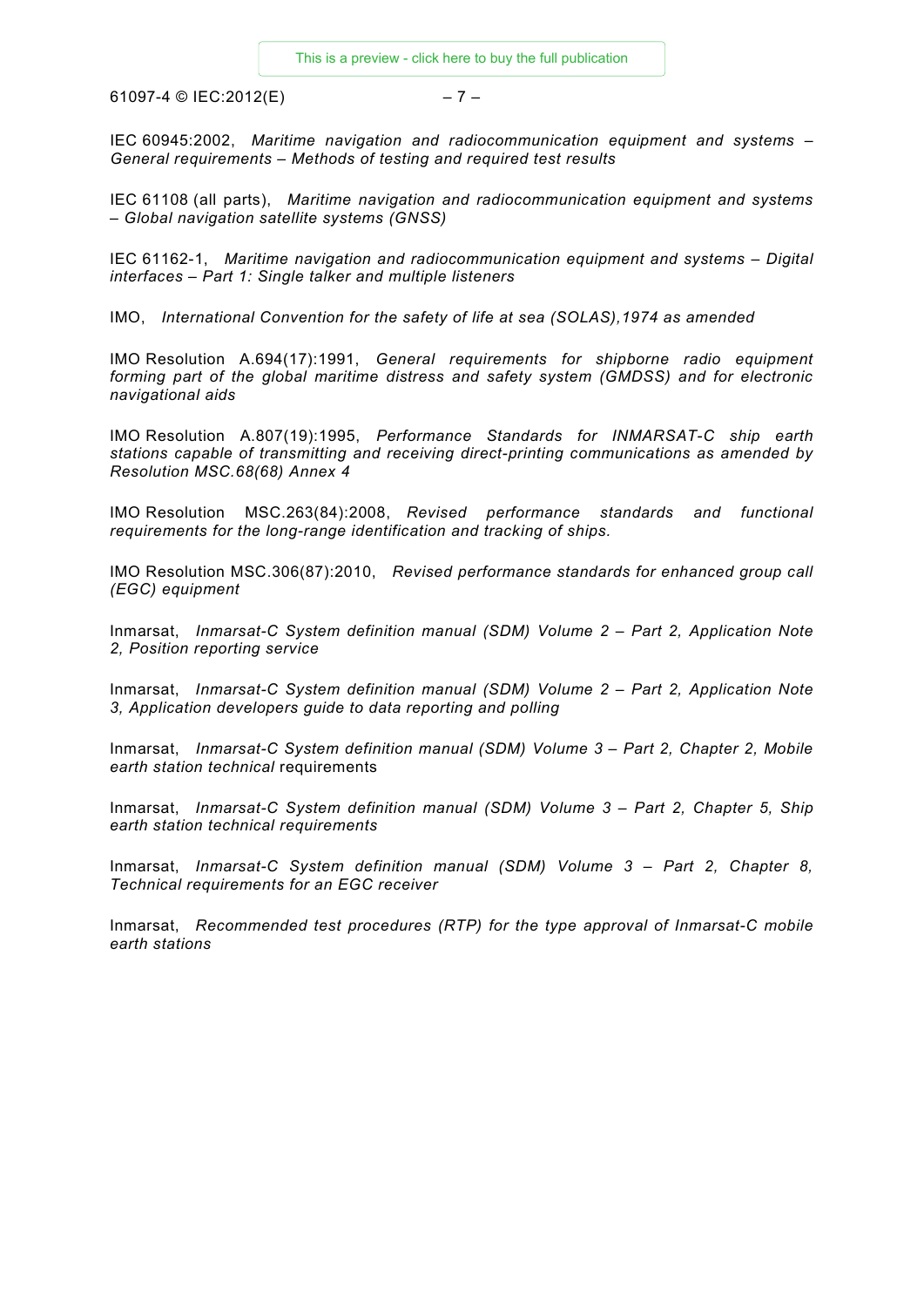IEC 60945:2002, *Maritime navigation and radiocommunication equipment and systems – General requirements – Methods of testing and required test results*

IEC 61108 (all parts), *Maritime navigation and radiocommunication equipment and systems – Global navigation satellite systems (GNSS)*

IEC 61162-1, *Maritime navigation and radiocommunication equipment and systems – Digital interfaces – Part 1: Single talker and multiple listeners*

IMO, *International Convention for the safety of life at sea (SOLAS),1974 as amended*

IMO Resolution A.694(17):1991, *General requirements for shipborne radio equipment forming part of the global maritime distress and safety system (GMDSS) and for electronic navigational aids*

IMO Resolution A.807(19):1995, *Performance Standards for INMARSAT-C ship earth stations capable of transmitting and receiving direct-printing communications as amended by Resolution MSC.68(68) Annex 4*

IMO Resolution MSC.263(84):2008, *Revised performance standards and functional requirements for the long-range identification and tracking of ships.*

IMO Resolution MSC.306(87):2010, *Revised performance standards for enhanced group call (EGC) equipment*

Inmarsat, *Inmarsat-C System definition manual (SDM) Volume 2 – Part 2, Application Note 2, Position reporting service*

Inmarsat, *Inmarsat-C System definition manual (SDM) Volume 2 – Part 2, Application Note 3, Application developers guide to data reporting and polling*

Inmarsat, *Inmarsat-C System definition manual (SDM) Volume 3 – Part 2, Chapter 2, Mobile earth station technical* requirements

Inmarsat, *Inmarsat-C System definition manual (SDM) Volume 3 – Part 2, Chapter 5, Ship earth station technical requirements*

Inmarsat, *Inmarsat-C System definition manual (SDM) Volume 3 – Part 2, Chapter 8, Technical requirements for an EGC receiver*

Inmarsat, *Recommended test procedures (RTP) for the type approval of Inmarsat-C mobile earth stations*